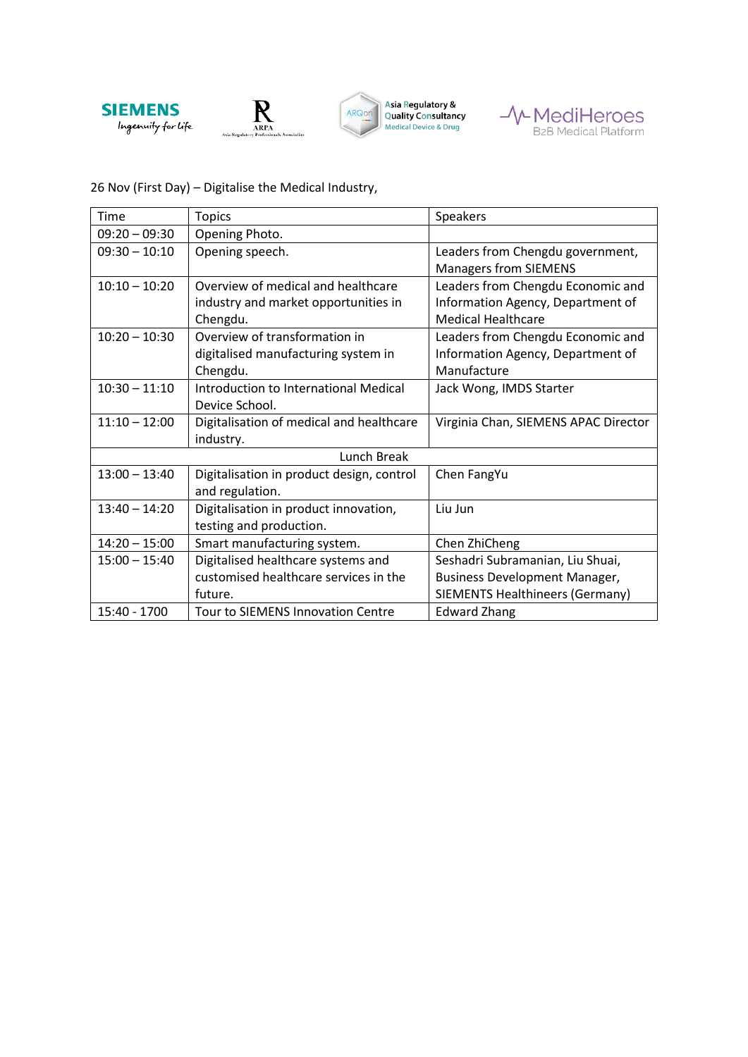26 Nov (First Day) – Digitalise the Medical Industry,

| Time | Topics | Speakers |
|---|---|---|
| 09:20 – 09:30 | Opening Photo. | |
| 09:30 – 10:10 | Opening speech. | Leaders from Chengdu government, Managers from SIEMENS |
| 10:10 – 10:20 | Overview of medical and healthcare industry and market opportunities in Chengdu. | Leaders from Chengdu Economic and Information Agency, Department of Medical Healthcare |
| 10:20 – 10:30 | Overview of transformation in digitalised manufacturing system in Chengdu. | Leaders from Chengdu Economic and Information Agency, Department of Manufacture |
| 10:30 – 11:10 | Introduction to International Medical Device School. | Jack Wong, IMDS Starter |
| 11:10 – 12:00 | Digitalisation of medical and healthcare industry. | Virginia Chan, SIEMENS APAC Director |
| | Lunch Break | |
| 13:00 – 13:40 | Digitalisation in product design, control and regulation. | Chen FangYu |
| 13:40 – 14:20 | Digitalisation in product innovation, testing and production. | Liu Jun |
| 14:20 – 15:00 | Smart manufacturing system. | Chen ZhiCheng |
| 15:00 – 15:40 | Digitalised healthcare systems and customised healthcare services in the future. | Seshadri Subramanian, Liu Shuai, Business Development Manager, SIEMENTS Healthineers (Germany) |
| 15:40 - 1700 | Tour to SIEMENS Innovation Centre | Edward Zhang |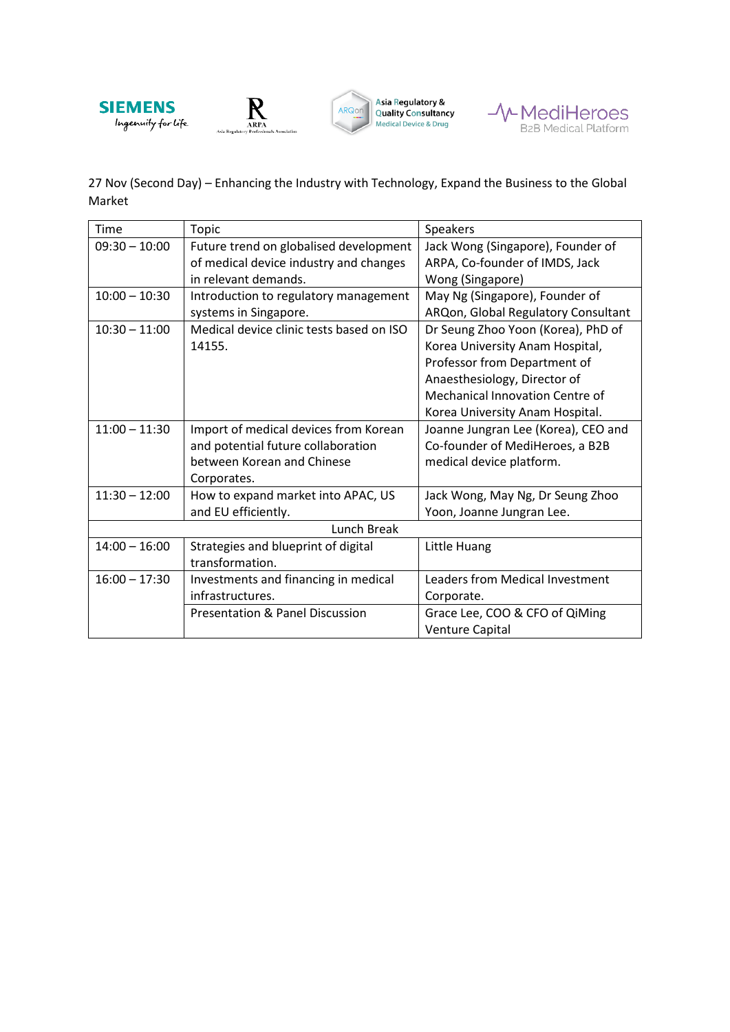27 Nov (Second Day) – Enhancing the Industry with Technology, Expand the Business to the Global Market

| Time | Topic | Speakers |
|---|---|---|
| 09:30 – 10:00 | Future trend on globalised development of medical device industry and changes in relevant demands. | Jack Wong (Singapore), Founder of ARPA, Co-founder of IMDS, Jack Wong (Singapore) |
| 10:00 – 10:30 | Introduction to regulatory management systems in Singapore. | May Ng (Singapore), Founder of ARQon, Global Regulatory Consultant |
| 10:30 – 11:00 | Medical device clinic tests based on ISO 14155. | Dr Seung Zhoo Yoon (Korea), PhD of Korea University Anam Hospital, Professor from Department of Anaesthesiology, Director of Mechanical Innovation Centre of Korea University Anam Hospital. |
| 11:00 – 11:30 | Import of medical devices from Korean and potential future collaboration between Korean and Chinese Corporates. | Joanne Jungran Lee (Korea), CEO and Co-founder of MediHeroes, a B2B medical device platform. |
| 11:30 – 12:00 | How to expand market into APAC, US and EU efficiently. | Jack Wong, May Ng, Dr Seung Zhoo Yoon, Joanne Jungran Lee. |
| | Lunch Break | |
| 14:00 – 16:00 | Strategies and blueprint of digital transformation. | Little Huang |
| 16:00 – 17:30 | Investments and financing in medical infrastructures. | Leaders from Medical Investment Corporate. |
| | Presentation & Panel Discussion | Grace Lee, COO & CFO of QiMing Venture Capital |